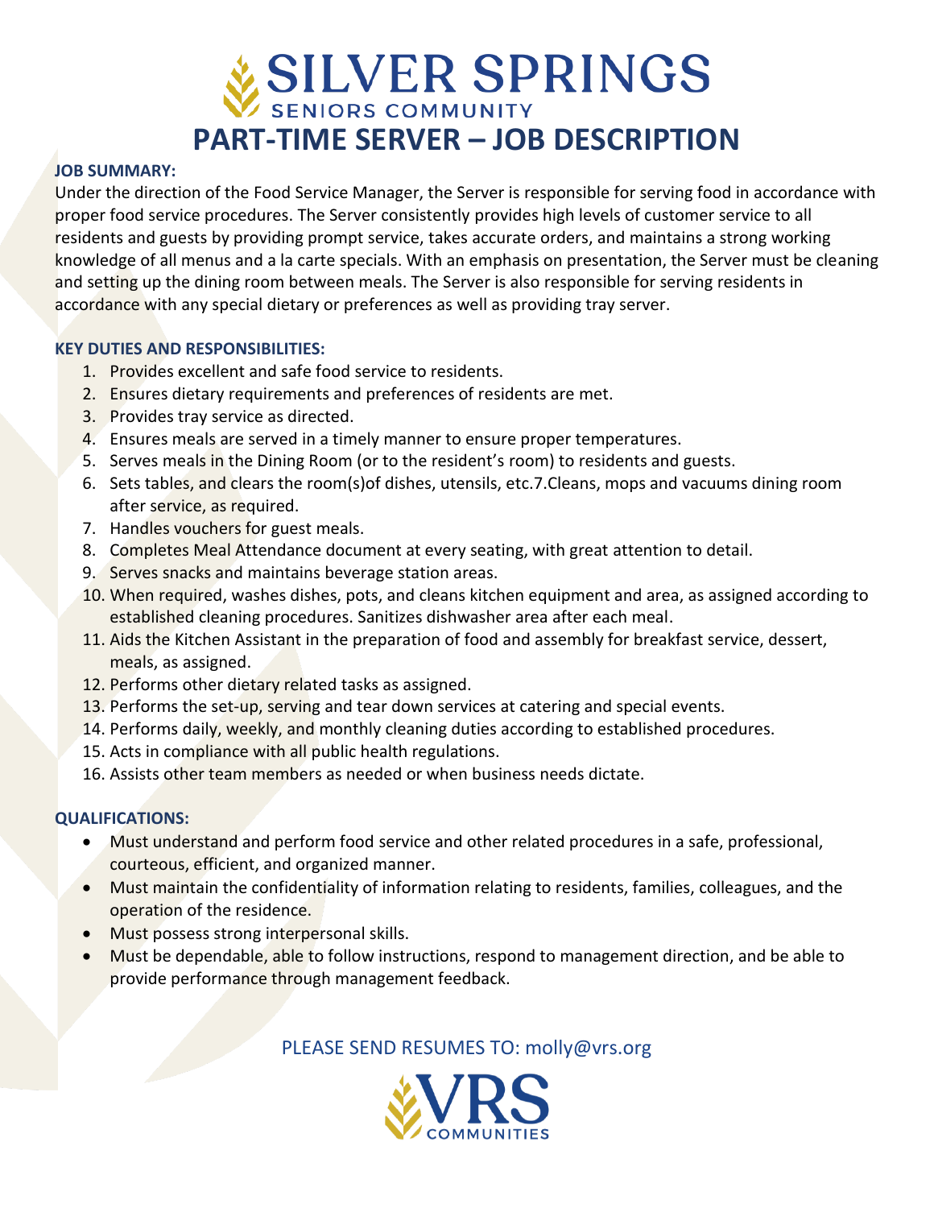# SILVER SPRINGS
SENIORS COMMUNITY

# PART-TIME SERVER – JOB DESCRIPTION

**JOB SUMMARY:**

Under the direction of the Food Service Manager, the Server is responsible for serving food in accordance with proper food service procedures. The Server consistently provides high levels of customer service to all residents and guests by providing prompt service, takes accurate orders, and maintains a strong working knowledge of all menus and a la carte specials. With an emphasis on presentation, the Server must be cleaning and setting up the dining room between meals. The Server is also responsible for serving residents in accordance with any special dietary or preferences as well as providing tray server.

**KEY DUTIES AND RESPONSIBILITIES:**

1. Provides excellent and safe food service to residents.
2. Ensures dietary requirements and preferences of residents are met.
3. Provides tray service as directed.
4. Ensures meals are served in a timely manner to ensure proper temperatures.
5. Serves meals in the Dining Room (or to the resident's room) to residents and guests.
6. Sets tables, and clears the room(s)of dishes, utensils, etc.7.Cleans, mops and vacuums dining room after service, as required.
7. Handles vouchers for guest meals.
8. Completes Meal Attendance document at every seating, with great attention to detail.
9. Serves snacks and maintains beverage station areas.
10. When required, washes dishes, pots, and cleans kitchen equipment and area, as assigned according to established cleaning procedures. Sanitizes dishwasher area after each meal.
11. Aids the Kitchen Assistant in the preparation of food and assembly for breakfast service, dessert, meals, as assigned.
12. Performs other dietary related tasks as assigned.
13. Performs the set-up, serving and tear down services at catering and special events.
14. Performs daily, weekly, and monthly cleaning duties according to established procedures.
15. Acts in compliance with all public health regulations.
16. Assists other team members as needed or when business needs dictate.

**QUALIFICATIONS:**

- Must understand and perform food service and other related procedures in a safe, professional, courteous, efficient, and organized manner.
- Must maintain the confidentiality of information relating to residents, families, colleagues, and the operation of the residence.
- Must possess strong interpersonal skills.
- Must be dependable, able to follow instructions, respond to management direction, and be able to provide performance through management feedback.

PLEASE SEND RESUMES TO: molly@vrs.org

VRS COMMUNITIES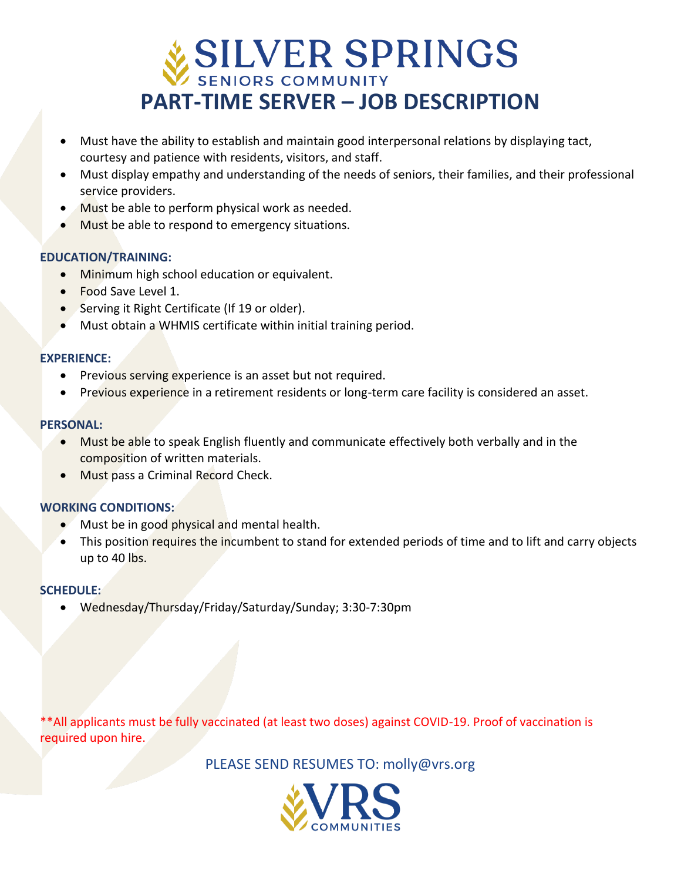# SILVER SPRINGS

SENIORS COMMUNITY

## PART-TIME SERVER – JOB DESCRIPTION

- Must have the ability to establish and maintain good interpersonal relations by displaying tact, courtesy and patience with residents, visitors, and staff.
- Must display empathy and understanding of the needs of seniors, their families, and their professional service providers.
- Must be able to perform physical work as needed.
- Must be able to respond to emergency situations.

**EDUCATION/TRAINING:**

- Minimum high school education or equivalent.
- Food Save Level 1.
- Serving it Right Certificate (If 19 or older).
- Must obtain a WHMIS certificate within initial training period.

**EXPERIENCE:**

- Previous serving experience is an asset but not required.
- Previous experience in a retirement residents or long-term care facility is considered an asset.

**PERSONAL:**

- Must be able to speak English fluently and communicate effectively both verbally and in the composition of written materials.
- Must pass a Criminal Record Check.

**WORKING CONDITIONS:**

- Must be in good physical and mental health.
- This position requires the incumbent to stand for extended periods of time and to lift and carry objects up to 40 lbs.

**SCHEDULE:**

- Wednesday/Thursday/Friday/Saturday/Sunday; 3:30-7:30pm

**All applicants must be fully vaccinated (at least two doses) against COVID-19. Proof of vaccination is required upon hire.

PLEASE SEND RESUMES TO: molly@vrs.org

VRS COMMUNITIES